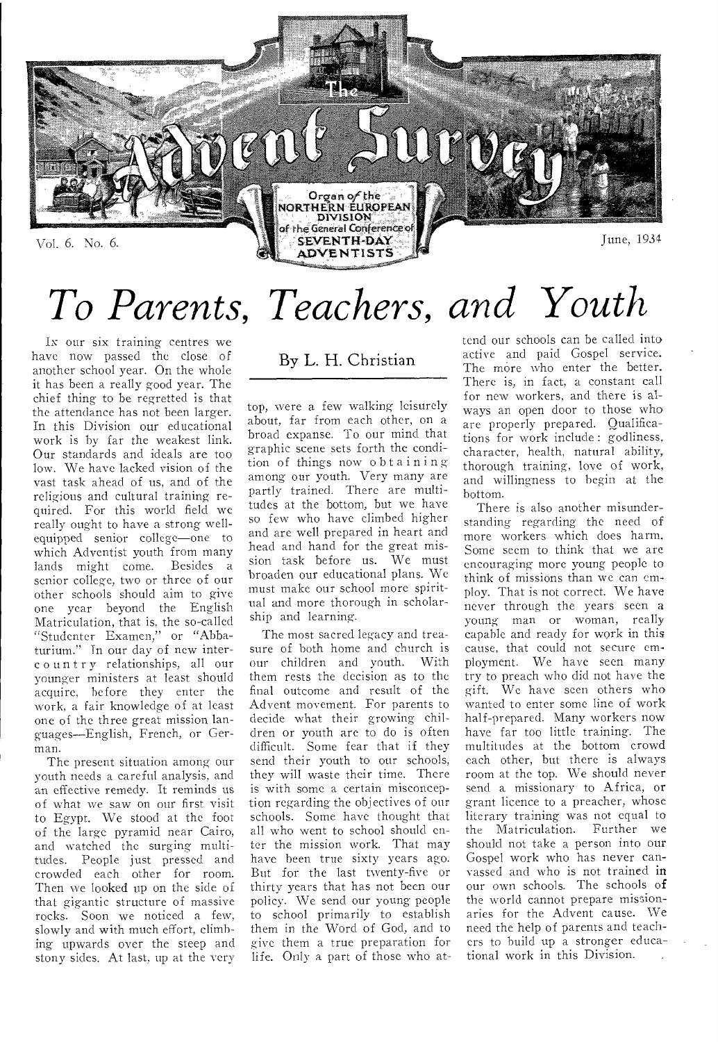# The Advent Survey

Organ of the NORTHERN EUROPEAN DIVISION of the General Conference of SEVENTH-DAY ADVENTISTS

Vol. 6. No. 6. June, 1934

# To Parents, Teachers, and Youth

By L. H. Christian

In our six training centres we have now passed the close of another school year. On the whole it has been a really good year. The chief thing to be regretted is that the attendance has not been larger. In this Division our educational work is by far the weakest link. Our standards and ideals are too low. We have lacked vision of the vast task ahead of us, and of the religious and cultural training required. For this world field we really ought to have a strong well-equipped senior college—one to which Adventist youth from many lands might come. Besides a senior college, two or three of our other schools should aim to give one year beyond the English Matriculation, that is, the so-called "Studenter Examen," or "Abbaturium." In our day of new intercountry relationships, all our younger ministers at least should acquire, before they enter the work, a fair knowledge of at least one of the three great mission languages—English, French, or German.

The present situation among our youth needs a careful analysis, and an effective remedy. It reminds us of what we saw on our first visit to Egypt. We stood at the foot of the large pyramid near Cairo, and watched the surging multitudes. People just pressed and crowded each other for room. Then we looked up on the side of that gigantic structure of massive rocks. Soon we noticed a few, slowly and with much effort, climbing upwards over the steep and stony sides. At last, up at the very top, were a few walking leisurely about, far from each other, on a broad expanse. To our mind that graphic scene sets forth the condition of things now obtaining among our youth. Very many are partly trained. There are multitudes at the bottom, but we have so few who have climbed higher and are well prepared in heart and head and hand for the great mission task before us. We must broaden our educational plans. We must make our school more spiritual and more thorough in scholarship and learning.

The most sacred legacy and treasure of both home and church is our children and youth. With them rests the decision as to the final outcome and result of the Advent movement. For parents to decide what their growing children or youth are to do is often difficult. Some fear that if they send their youth to our schools, they will waste their time. There is with some a certain misconception regarding the objectives of our schools. Some have thought that all who went to school should enter the mission work. That may have been true sixty years ago. But for the last twenty-five or thirty years that has not been our policy. We send our young people to school primarily to establish them in the Word of God, and to give them a true preparation for life. Only a part of those who attend our schools can be called into active and paid Gospel service. The more who enter the better. There is, in fact, a constant call for new workers, and there is always an open door to those who are properly prepared. Qualifications for work include: godliness, character, health, natural ability, thorough training, love of work, and willingness to begin at the bottom.

There is also another misunderstanding regarding the need of more workers which does harm. Some seem to think that we are encouraging more young people to think of missions than we can employ. That is not correct. We have never through the years seen a young man or woman, really capable and ready for work in this cause, that could not secure employment. We have seen many try to preach who did not have the gift. We have seen others who wanted to enter some line of work half-prepared. Many workers now have far too little training. The multitudes at the bottom crowd each other, but there is always room at the top. We should never send a missionary to Africa, or grant licence to a preacher, whose literary training was not equal to the Matriculation. Further we should not take a person into our Gospel work who has never canvassed and who is not trained in our own schools. The schools of the world cannot prepare missionaries for the Advent cause. We need the help of parents and teachers to build up a stronger educational work in this Division.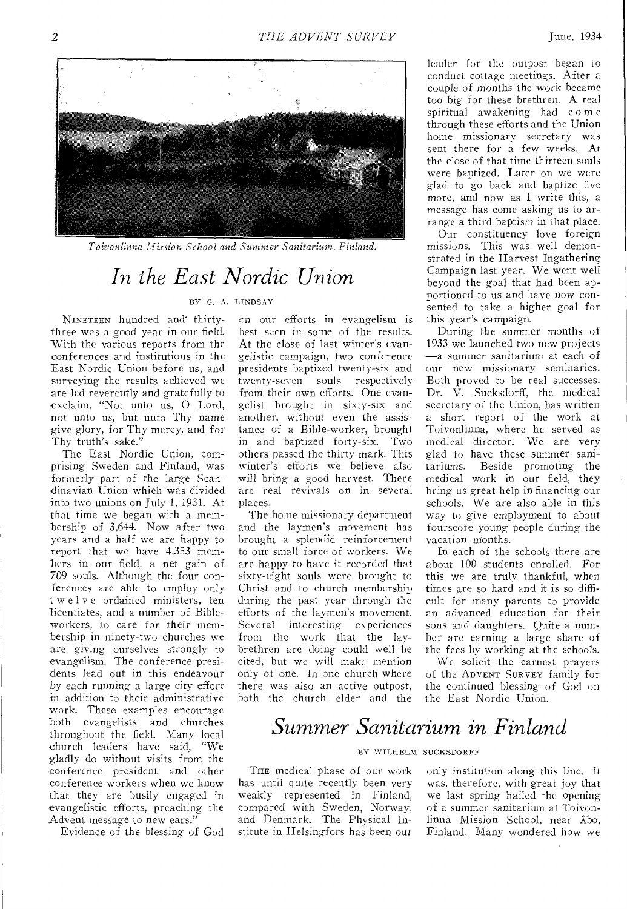*Toivonlinna Mission School and Summer Sanitarium, Finland.*

# In the East Nordic Union

BY G. A. LINDSAY

NINETEEN hundred and thirty-three was a good year in our field. With the various reports from the conferences and institutions in the East Nordic Union before us, and surveying the results achieved we are led reverently and gratefully to exclaim, "Not unto us, O Lord, not unto us, but unto Thy name give glory, for Thy mercy, and for Thy truth's sake."

The East Nordic Union, comprising Sweden and Finland, was formerly part of the large Scandinavian Union which was divided into two unions on July 1, 1931. At that time we began with a membership of 3,644. Now after two years and a half we are happy to report that we have 4,353 members in our field, a net gain of 709 souls. Although the four conferences are able to employ only twelve ordained ministers, ten licentiates, and a number of Bible-workers, to care for their membership in ninety-two churches we are giving ourselves strongly to evangelism. The conference presidents lead out in this endeavour by each running a large city effort in addition to their administrative work. These examples encourage both evangelists and churches throughout the field. Many local church leaders have said, "We gladly do without visits from the conference president and other conference workers when we know that they are busily engaged in evangelistic efforts, preaching the Advent message to new ears."

Evidence of the blessing of God on our efforts in evangelism is best seen in some of the results. At the close of last winter's evangelistic campaign, two conference presidents baptized twenty-six and twenty-seven souls respectively from their own efforts. One evangelist brought in sixty-six and another, without even the assistance of a Bible-worker, brought in and baptized forty-six. Two others passed the thirty mark. This winter's efforts we believe also will bring a good harvest. There are real revivals on in several places.

The home missionary department and the laymen's movement has brought a splendid reinforcement to our small force of workers. We are happy to have it recorded that sixty-eight souls were brought to Christ and to church membership during the past year through the efforts of the laymen's movement. Several interesting experiences from the work that the lay-brethren are doing could well be cited, but we will make mention only of one. In one church where there was also an active outpost, both the church elder and the leader for the outpost began to conduct cottage meetings. After a couple of months the work became too big for these brethren. A real spiritual awakening had come through these efforts and the Union home missionary secretary was sent there for a few weeks. At the close of that time thirteen souls were baptized. Later on we were glad to go back and baptize five more, and now as I write this, a message has come asking us to arrange a third baptism in that place.

Our constituency love foreign missions. This was well demonstrated in the Harvest Ingathering Campaign last year. We went well beyond the goal that had been apportioned to us and have now consented to take a higher goal for this year's campaign.

During the summer months of 1933 we launched two new projects—a summer sanitarium at each of our new missionary seminaries. Both proved to be real successes. Dr. V. Sucksdorff, the medical secretary of the Union, has written a short report of the work at Toivonlinna, where he served as medical director. We are very glad to have these summer sanitariums. Beside promoting the medical work in our field, they bring us great help in financing our schools. We are also able in this way to give employment to about fourscore young people during the vacation months.

In each of the schools there are about 100 students enrolled. For this we are truly thankful, when times are so hard and it is so difficult for many parents to provide an advanced education for their sons and daughters. Quite a number are earning a large share of the fees by working at the schools.

We solicit the earnest prayers of the ADVENT SURVEY family for the continued blessing of God on the East Nordic Union.

# Summer Sanitarium in Finland

BY WILHELM SUCKSDORFF

THE medical phase of our work has until quite recently been very weakly represented in Finland, compared with Sweden, Norway, and Denmark. The Physical Institute in Helsingfors has been our only institution along this line. It was, therefore, with great joy that we last spring hailed the opening of a summer sanitarium at Toivonlinna Mission School, near Åbo, Finland. Many wondered how we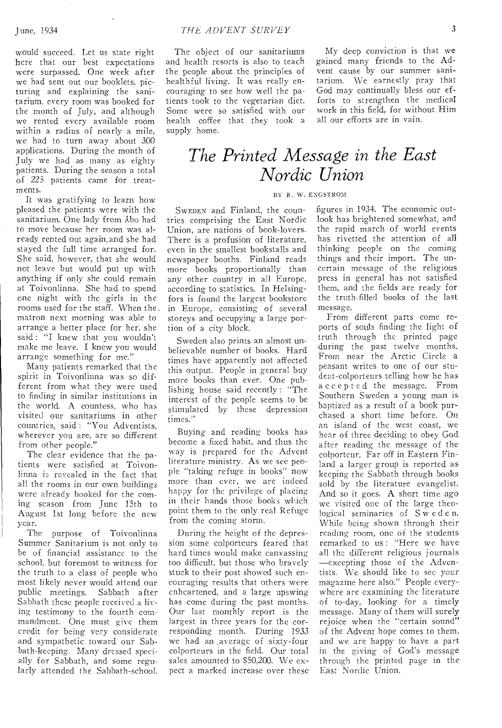would succeed. Let us state right here that our best expectations were surpassed. One week after we had sent out our booklets, picturing and explaining the sanitarium, every room was booked for the month of July, and although we rented every available room within a radius of nearly a mile, we had to turn away about 300 applications. During the month of July we had as many as eighty patients. During the season a total of 225 patients came for treatments.

It was gratifying to learn how pleased the patients were with the sanitarium. One lady from Åbo had to move because her room was already rented out again, and she had stayed the full time arranged for. She said, however, that she would not leave but would put up with anything if only she could remain at Toivonlinna. She had to spend one night with the girls in the rooms used for the staff. When the matron next morning was able to arrange a better place for her, she said: "I knew that you wouldn't make me leave. I knew you would arrange something for me."

Many patients remarked that the spirit in Toivonlinna was so different from what they were used to finding in similar institutions in the world. A countess, who has visited our sanitariums in other countries, said: "You Adventists, wherever you are, are so different from other people."

The clear evidence that the patients were satisfied at Toivonlinna is revealed in the fact that all the rooms in our own buildings were already booked for the coming season from June 15th to August 1st long before the new year.

The purpose of Toivonlinna Summer Sanitarium is not only to be of financial assistance to the school, but foremost to witness for the truth to a class of people who most likely never would attend our public meetings. Sabbath after Sabbath these people received a living testimony to the fourth commandment. One must give them credit for being very considerate and sympathetic toward our Sabbath-keeping. Many dressed specially for Sabbath, and some regularly attended the Sabbath-school.

The object of our sanitariums and health resorts is also to teach the people about the principles of healthful living. It was really encouraging to see how well the patients took to the vegetarian diet. Some were so satisfied with our health coffee that they took a supply home.

My deep conviction is that we gained many friends to the Advent cause by our summer sanitarium. We earnestly pray that God may continually bless our efforts to strengthen the medical work in this field, for without Him all our efforts are in vain.

# *The Printed Message in the East Nordic Union*

BY R. W. ENGSTROM

Sweden and Finland, the countries comprising the East Nordic Union, are nations of book-lovers. There is a profusion of literature, even in the smallest bookstalls and newspaper booths. Finland reads more books proportionally than any other country in all Europe, according to statistics. In Helsingfors is found the largest bookstore in Europe, consisting of several storeys and occupying a large portion of a city block.

Sweden also prints an almost unbelievable number of books. Hard times have apparently not affected this output. People in general buy more books than ever. One publishing house said recently: "The interest of the people seems to be stimulated by these depression times."

Buying and reading books has become a fixed habit, and thus the way is prepared for the Advent literature ministry. As we see people "taking refuge in books" now more than ever, we are indeed happy for the privilege of placing in their hands those books which point them to the only real Refuge from the coming storm.

During the height of the depression some colporteurs feared that hard times would make canvassing too difficult, but those who bravely stuck to their post showed such encouraging results that others were enheartened, and a large upswing has come during the past months. Our last monthly report is the largest in three years for the corresponding month. During 1933 we had an average of sixty-four colporteurs in the field. Our total sales amounted to $50,200. We expect a marked increase over these figures in 1934. The economic outlook has brightened somewhat, and the rapid march of world events has rivetted the attention of all thinking people on the coming things and their import. The uncertain message of the religious press in general has not satisfied them, and the fields are ready for the truth-filled books of the last message.

From different parts come reports of souls finding the light of truth through the printed page during the past twelve months. From near the Arctic Circle a peasant writes to one of our student-colporteurs telling how he has accepted the message. From Southern Sweden a young man is baptized as a result of a book purchased a short time before. On an island of the west coast, we hear of three deciding to obey God after reading the message of the colporteur. Far off in Eastern Finland a larger group is reported as keeping the Sabbath through books sold by the literature evangelist. And so it goes. A short time ago we visited one of the large theological seminaries of Sweden. While being shown through their reading room, one of the students remarked to us: "Here we have all the different religious journals —excepting those of the Adventists. We should like to see your magazine here also." People everywhere are examining the literature of to-day, looking for a timely message. Many of them will surely rejoice when the "certain sound" of the Advent hope comes to them, and we are happy to have a part in the giving of God's message through the printed page in the East Nordic Union.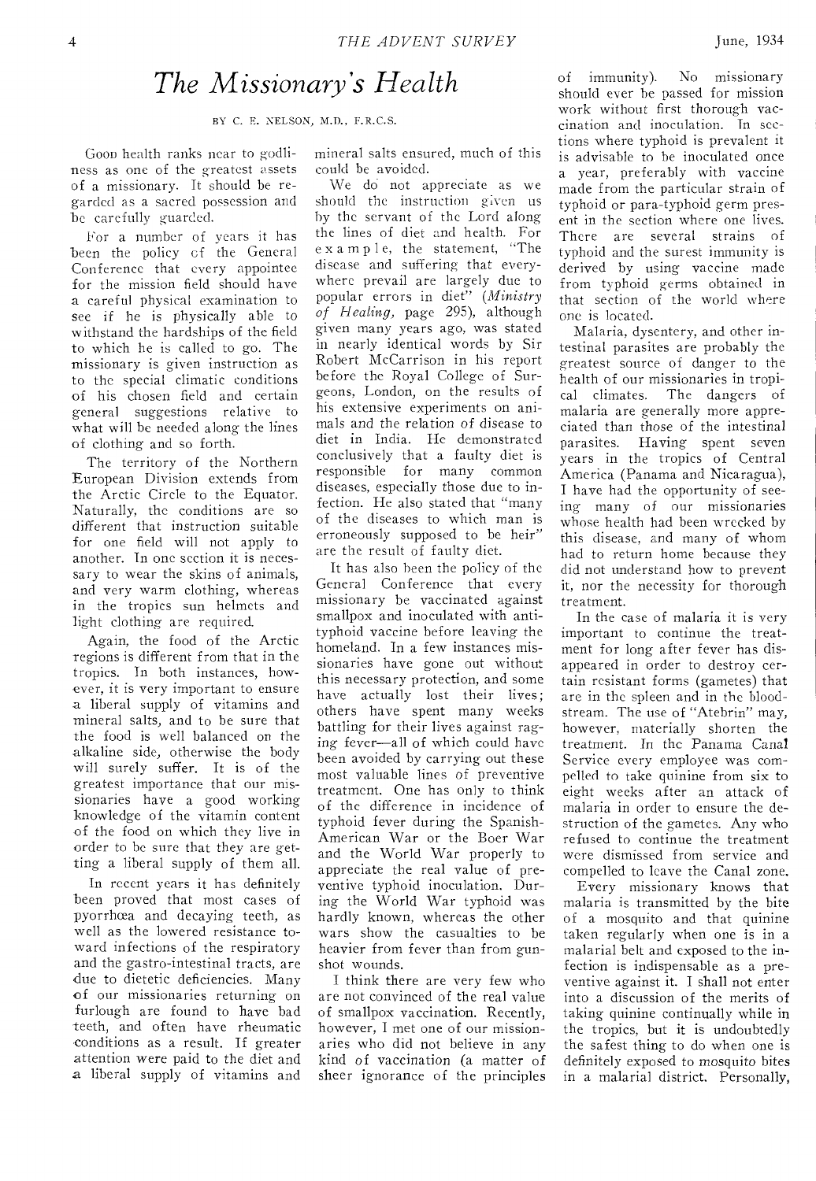# *The Missionary's Health*

BY C. E. NELSON, M.D., F.R.C.S.

Good health ranks near to godliness as one of the greatest assets of a missionary. It should be regarded as a sacred possession and be carefully guarded.

For a number of years it has been the policy of the General Conference that every appointee for the mission field should have a careful physical examination to see if he is physically able to withstand the hardships of the field to which he is called to go. The missionary is given instruction as to the special climatic conditions of his chosen field and certain general suggestions relative to what will be needed along the lines of clothing and so forth.

The territory of the Northern European Division extends from the Arctic Circle to the Equator. Naturally, the conditions are so different that instruction suitable for one field will not apply to another. In one section it is necessary to wear the skins of animals, and very warm clothing, whereas in the tropics sun helmets and light clothing are required.

Again, the food of the Arctic regions is different from that in the tropics. In both instances, however, it is very important to ensure a liberal supply of vitamins and mineral salts, and to be sure that the food is well balanced on the alkaline side, otherwise the body will surely suffer. It is of the greatest importance that our missionaries have a good working knowledge of the vitamin content of the food on which they live in order to be sure that they are getting a liberal supply of them all.

In recent years it has definitely been proved that most cases of pyorrhœa and decaying teeth, as well as the lowered resistance toward infections of the respiratory and the gastro-intestinal tracts, are due to dietetic deficiencies. Many of our missionaries returning on furlough are found to have bad teeth, and often have rheumatic conditions as a result. If greater attention were paid to the diet and a liberal supply of vitamins and mineral salts ensured, much of this could be avoided.

We do not appreciate as we should the instruction given us by the servant of the Lord along the lines of diet and health. For example, the statement, "The disease and suffering that everywhere prevail are largely due to popular errors in diet" (*Ministry of Healing,* page 295), although given many years ago, was stated in nearly identical words by Sir Robert McCarrison in his report before the Royal College of Surgeons, London, on the results of his extensive experiments on animals and the relation of disease to diet in India. He demonstrated conclusively that a faulty diet is responsible for many common diseases, especially those due to infection. He also stated that "many of the diseases to which man is erroneously supposed to be heir" are the result of faulty diet.

It has also been the policy of the General Conference that every missionary be vaccinated against smallpox and inoculated with anti-typhoid vaccine before leaving the homeland. In a few instances missionaries have gone out without this necessary protection, and some have actually lost their lives; others have spent many weeks battling for their lives against raging fever—all of which could have been avoided by carrying out these most valuable lines of preventive treatment. One has only to think of the difference in incidence of typhoid fever during the Spanish-American War or the Boer War and the World War properly to appreciate the real value of preventive typhoid inoculation. During the World War typhoid was hardly known, whereas the other wars show the casualties to be heavier from fever than from gunshot wounds.

I think there are very few who are not convinced of the real value of smallpox vaccination. Recently, however, I met one of our missionaries who did not believe in any kind of vaccination (a matter of sheer ignorance of the principles of immunity). No missionary should ever be passed for mission work without first thorough vaccination and inoculation. In sections where typhoid is prevalent it is advisable to be inoculated once a year, preferably with vaccine made from the particular strain of typhoid or para-typhoid germ present in the section where one lives. There are several strains of typhoid and the surest immunity is derived by using vaccine made from typhoid germs obtained in that section of the world where one is located.

Malaria, dysentery, and other intestinal parasites are probably the greatest source of danger to the health of our missionaries in tropical climates. The dangers of malaria are generally more appreciated than those of the intestinal parasites. Having spent seven years in the tropics of Central America (Panama and Nicaragua), I have had the opportunity of seeing many of our missionaries whose health had been wrecked by this disease, and many of whom had to return home because they did not understand how to prevent it, nor the necessity for thorough treatment.

In the case of malaria it is very important to continue the treatment for long after fever has disappeared in order to destroy certain resistant forms (gametes) that are in the spleen and in the bloodstream. The use of "Atebrin" may, however, materially shorten the treatment. In the Panama Canal Service every employee was compelled to take quinine from six to eight weeks after an attack of malaria in order to ensure the destruction of the gametes. Any who refused to continue the treatment were dismissed from service and compelled to leave the Canal zone.

Every missionary knows that malaria is transmitted by the bite of a mosquito and that quinine taken regularly when one is in a malarial belt and exposed to the infection is indispensable as a preventive against it. I shall not enter into a discussion of the merits of taking quinine continually while in the tropics, but it is undoubtedly the safest thing to do when one is definitely exposed to mosquito bites in a malarial district. Personally,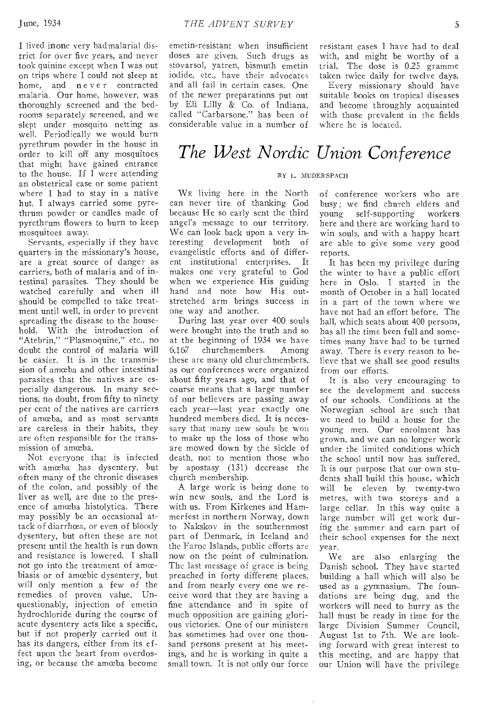I lived inone very badmalarial district for over five years, and never took quinine except when I was out on trips where I could not sleep at home, and never contracted malaria. Our home, however, was thoroughly screened and the bedrooms separately screened, and we slept under mosquito netting as well. Periodically we would burn pyrethrum powder in the house in order to kill off any mosquitoes that might have gained entrance to the house. If I were attending an obstetrical case or some patient where I had to stay in a native hut, I always carried some pyrethrum powder or candles made of pyrethrum flowers to burn to keep mosquitoes away.

Servants, especially if they have quarters in the missionary's house, are a great source of danger as carriers, both of malaria and of intestinal parasites. They should be watched carefully and when ill should be compelled to take treatment until well, in order to prevent spreading the disease to the household. With the introduction of "Atebrin," "Plasmoquine," etc., no doubt the control of malaria will be easier. It is in the transmission of amœba and other intestinal parasites that the natives are especially dangerous. In many sections, no doubt, from fifty to ninety per cent of the natives are carriers of amœba, and as most servants are careless in their habits, they are often responsible for the transmission of amœba.

Not everyone that is infected with amœba has dysentery, but often many of the chronic diseases of the colon, and possibly of the liver as well, are due to the presence of amœba histolytica. There may possibly be an occasional attack of diarrhœa, or even of bloody dysentery, but often these are not present until the health is run down and resistance is lowered. I shall not go into the treatment of amœbiasis or of amœbic dysentery, but will only mention a few of the remedies of proven value. Unquestionably, injection of emetin hydrochloride during the course of acute dysentery acts like a specific, but if not properly carried out it has its dangers, either from its effect upon the heart from overdosing, or because the amœba become emetin-resistant when insufficient doses are given. Such drugs as stovarsol, yatren, bismuth emetin iodide, etc., have their advocates and all fail in certain cases. One of the newer preparations put out by Eli Lilly & Co. of Indiana, called "Carbarsone," has been of considerable value in a number of resistant cases I have had to deal with, and might be worthy of a trial. The dose is 0.25 gramme taken twice daily for twelve days.

Every missionary should have suitable books on tropical diseases and become throughly acquainted with those prevalent in the fields where he is located.

# *The West Nordic Union Conference*

BY L. MUDERSPACH

We living here in the North can never tire of thanking God because He so early sent the third angel's message to our territory. We can look back upon a very interesting development both of evangelistic efforts and of different institutional enterprises. It makes one very grateful to God when we experience His guiding hand and note how His outstretched arm brings success in one way and another.

During last year over 400 souls were brought into the truth and so at the beginning of 1934 we have 6,167 churchmembers. Among these are many old churchmembers, as our conferences were organized about fifty years ago, and that of course means that a large number of our believers are passing away each year—last year exactly one hundred members died. It is necessary that many new souls be won to make up the loss of those who are mowed down by the sickle of death, not to mention those who by apostasy (131) decrease the church membership.

A large work is being done to win new souls, and the Lord is with us. From Kirkenes and Hammerfest in northern Norway, down to Nakskov in the southernmost part of Denmark, in Iceland and the Faroe Islands, public efforts are now on the point of culmination. The last message of grace is being preached in forty different places, and from nearly every one we receive word that they are having a fine attendance and in spite of much opposition are gaining glorious victories. One of our ministers has sometimes had over one thousand persons present at his meetings, and he is working in quite a small town. It is not only our force of conference workers who are busy; we find church elders and young self-supporting workers here and there are working hard to win souls, and with a happy heart are able to give some very good reports.

It has been my privilege during the winter to have a public effort here in Oslo. I started in the month of October in a hall located in a part of the town where we have not had an effort before. The hall, which seats about 400 persons, has all the time been full and sometimes many have had to be turned away. There is every reason to believe that we shall see good results from our efforts.

It is also very encouraging to see the development and success of our schools. Conditions at the Norwegian school are such that we need to build a house for the young men. Our enrolment has grown, and we can no longer work under the limited conditions which the school until now has suffered. It is our purpose that our own students shall build this house, which will be eleven by twenty-two metres, with two storeys and a large cellar. In this way quite a large number will get work during the summer and earn part of their school expenses for the next year.

We are also enlarging the Danish school. They have started building a hall which will also be used as a gymnasium. The foundations are being dug, and the workers will need to hurry as the hall must be ready in time for the large Division Summer Council, August 1st to 7th. We are looking forward with great interest to this meeting, and are happy that our Union will have the privilege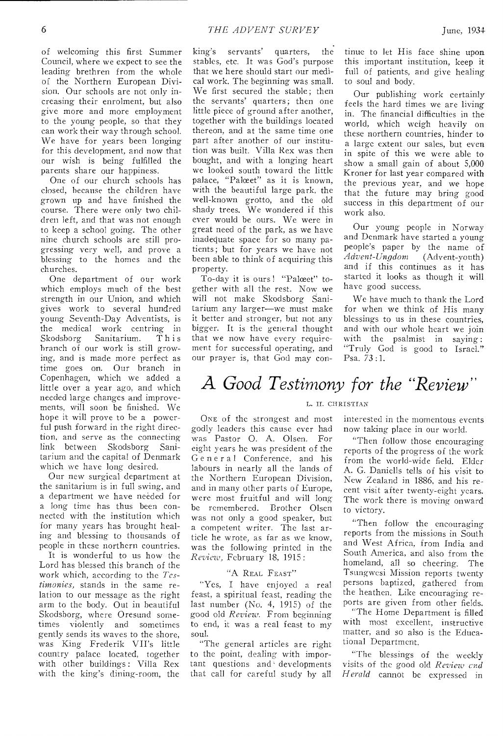of welcoming this first Summer Council, where we expect to see the leading brethren from the whole of the Northern European Division. Our schools are not only increasing their enrolment, but also give more and more employment to the young people, so that they can work their way through school. We have for years been longing for this development, and now that our wish is being fulfilled the parents share our happiness.

One of our church schools has closed, because the children have grown up and have finished the course. There were only two children left, and that was not enough to keep a school going. The other nine church schools are still progressing very well, and prove a blessing to the homes and the churches.

One department of our work which employs much of the best strength in our Union, and which gives work to several hundred young Seventh-Day Adventists, is the medical work centring in Skodsborg Sanitarium. This branch of our work is still growing, and is made more perfect as time goes on. Our branch in Copenhagen, which we added a little over a year ago, and which needed large changes and improvements, will soon be finished. We hope it will prove to be a powerful push forward in the right direction, and serve as the connecting link between Skodsborg Sanitarium and the capital of Denmark which we have long desired.

Our new surgical department at the sanitarium is in full swing, and a department we have needed for a long time has thus been connected with the institution which for many years has brought healing and blessing to thousands of people in these northern countries.

It is wonderful to us how the Lord has blessed this branch of the work which, according to the *Testimonies,* stands in the same relation to our message as the right arm to the body. Out in beautiful Skodsborg, where Oresund sometimes violently and sometimes gently sends its waves to the shore, was King Frederik VII's little country palace located, together with other buildings: Villa Rex with the king's dining-room, the king's servants' quarters, the stables, etc. It was God's purpose that we here should start our medical work. The beginning was small. We first secured the stable; then the servants' quarters; then one little piece of ground after another, together with the buildings located thereon, and at the same time one part after another of our institution was built. Villa Rex was then bought, and with a longing heart we looked south toward the little palace, "Palæet" as it is known, with the beautiful large park, the well-known grotto, and the old shady trees. We wondered if this ever would be ours. We were in great need of the park, as we have inadequate space for so many patients; but for years we have not been able to think of acquiring this property.

To-day it is ours! "Palæet" together with all the rest. Now we will not make Skodsborg Sanitarium any larger—we must make it better and stronger, but not any bigger. It is the general thought that we now have every requirement for successful operating, and our prayer is, that God may continue to let His face shine upon this important institution, keep it full of patients, and give healing to soul and body.

Our publishing work certainly feels the hard times we are living in. The financial difficulties in the world, which weigh heavily on these northern countries, hinder to a large extent our sales, but even in spite of this we were able to show a small gain of about 5,000 Kroner for last year compared with the previous year, and we hope that the future may bring good success in this department of our work also.

Our young people in Norway and Denmark have started a young people's paper by the name of *Advent-Ungdom* (Advent-youth) and if this continues as it has started it looks as though it will have good success.

We have much to thank the Lord for when we think of His many blessings to us in these countries, and with our whole heart we join with the psalmist in saying: "Truly God is good to Israel." Psa. 73:1.

# A Good Testimony for the "Review"

L. H. CHRISTIAN

One of the strongest and most godly leaders this cause ever had was Pastor O. A. Olsen. For eight years he was president of the General Conference, and his labours in nearly all the lands of the Northern European Division, and in many other parts of Europe, were most fruitful and will long be remembered. Brother Olsen was not only a good speaker, but a competent writer. The last article he wrote, as far as we know, was the following printed in the *Review,* February 18, 1915:

"A Real Feast"

"Yes, I have enjoyed a real feast, a spiritual feast, reading the last number (No. 4, 1915) of the good old *Review.* From beginning to end, it was a real feast to my soul.

"The general articles are right to the point, dealing with important questions and developments that call for careful study by all interested in the momentous events now taking place in our world.

"Then follow those encouraging reports of the progress of the work from the world-wide field. Elder A. G. Daniells tells of his visit to New Zealand in 1886, and his recent visit after twenty-eight years. The work there is moving onward to victory.

"Then follow the encouraging reports from the missions in South and West Africa, from India and South America, and also from the homeland, all so cheering. The Tsungwesi Mission reports twenty persons baptized, gathered from the heathen. Like encouraging reports are given from other fields.

"The Home Department is filled with most excellent, instructive matter, and so also is the Educational Department.

"The blessings of the weekly visits of the good old *Review and Herald* cannot be expressed in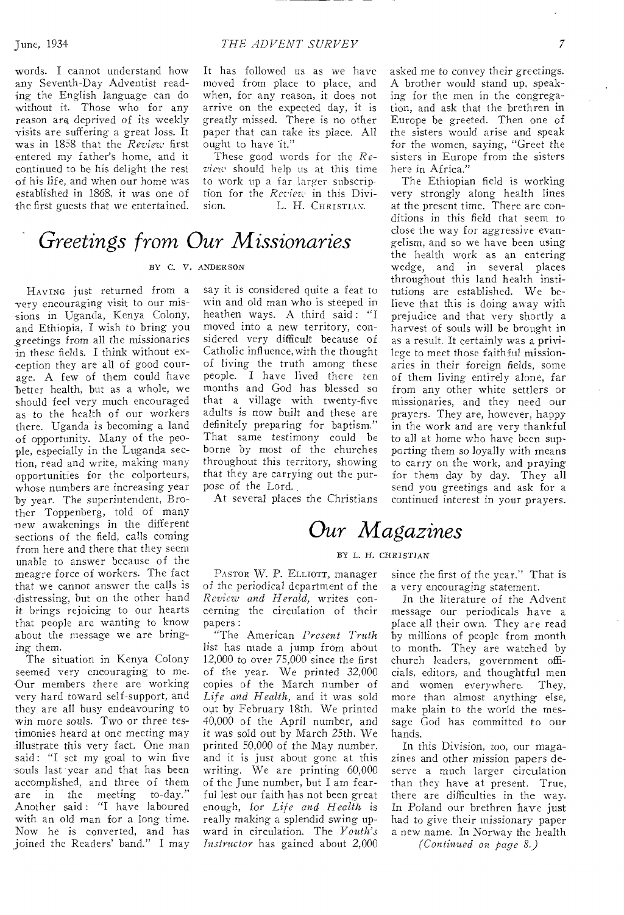words. I cannot understand how any Seventh-Day Adventist reading the English language can do without it. Those who for any reason are deprived of its weekly visits are suffering a great loss. It was in 1858 that the *Review* first entered my father's home, and it continued to be his delight the rest of his life, and when our home was established in 1868, it was one of the first guests that we entertained. It has followed us as we have moved from place to place, and when, for any reason, it does not arrive on the expected day, it is greatly missed. There is no other paper that can take its place. All ought to have it."

These good words for the *Review* should help us at this time to work up a far larger subscription for the *Review* in this Division. L. H. CHRISTIAN.

# Greetings from Our Missionaries

BY C. V. ANDERSON

HAVING just returned from a very encouraging visit to our missions in Uganda, Kenya Colony, and Ethiopia, I wish to bring you greetings from all the missionaries in these fields. I think without exception they are all of good courage. A few of them could have better health, but as a whole, we should feel very much encouraged as to the health of our workers there. Uganda is becoming a land of opportunity. Many of the people, especially in the Luganda section, read and write, making many opportunities for the colporteurs, whose numbers are increasing year by year. The superintendent, Brother Toppenberg, told of many new awakenings in the different sections of the field, calls coming from here and there that they seem unable to answer because of the meagre force of workers. The fact that we cannot answer the calls is distressing, but on the other hand it brings rejoicing to our hearts that people are wanting to know about the message we are bringing them.

The situation in Kenya Colony seemed very encouraging to me. Our members there are working very hard toward self-support, and they are all busy endeavouring to win more souls. Two or three testimonies heard at one meeting may illustrate this very fact. One man said: "I set my goal to win five souls last year and that has been accomplished, and three of them are in the meeting to-day." Another said: "I have laboured with an old man for a long time. Now he is converted, and has joined the Readers' band." I may say it is considered quite a feat to win and old man who is steeped in heathen ways. A third said: "I moved into a new territory, considered very difficult because of Catholic influence, with the thought of living the truth among these people. I have lived there ten months and God has blessed so that a village with twenty-five adults is now built and these are definitely preparing for baptism." That same testimony could be borne by most of the churches throughout this territory, showing that they are carrying out the purpose of the Lord.

At several places the Christians asked me to convey their greetings. A brother would stand up, speaking for the men in the congregation, and ask that the brethren in Europe be greeted. Then one of the sisters would arise and speak for the women, saying, "Greet the sisters in Europe from the sisters here in Africa."

The Ethiopian field is working very strongly along health lines at the present time. There are conditions in this field that seem to close the way for aggressive evangelism, and so we have been using the health work as an entering wedge, and in several places throughout this land health institutions are established. We believe that this is doing away with prejudice and that very shortly a harvest of souls will be brought in as a result. It certainly was a privilege to meet those faithful missionaries in their foreign fields, some of them living entirely alone, far from any other white settlers or missionaries, and they need our prayers. They are, however, happy in the work and are very thankful to all at home who have been supporting them so loyally with means to carry on the work, and praying for them day by day. They all send you greetings and ask for a continued interest in your prayers.

# Our Magazines

BY L. H. CHRISTIAN

PASTOR W. P. ELLIOTT, manager of the periodical department of the *Review and Herald*, writes concerning the circulation of their papers:

"The American *Present Truth* list has made a jump from about 12,000 to over 75,000 since the first of the year. We printed 32,000 copies of the March number of *Life and Health*, and it was sold out by February 18th. We printed 40,000 of the April number, and it was sold out by March 25th. We printed 50,000 of the May number, and it is just about gone at this writing. We are printing 60,000 of the June number, but I am fearful lest our faith has not been great enough, for *Life and Health* is really making a splendid swing upward in circulation. The *Youth's Instructor* has gained about 2,000 since the first of the year." That is a very encouraging statement.

In the literature of the Advent message our periodicals have a place all their own. They are read by millions of people from month to month. They are watched by church leaders, government officials, editors, and thoughtful men and women everywhere. They, more than almost anything else, make plain to the world the message God has committed to our hands.

In this Division, too, our magazines and other mission papers deserve a much larger circulation than they have at present. True, there are difficulties in the way. In Poland our brethren have just had to give their missionary paper a new name. In Norway the health

*(Continued on page 8.)*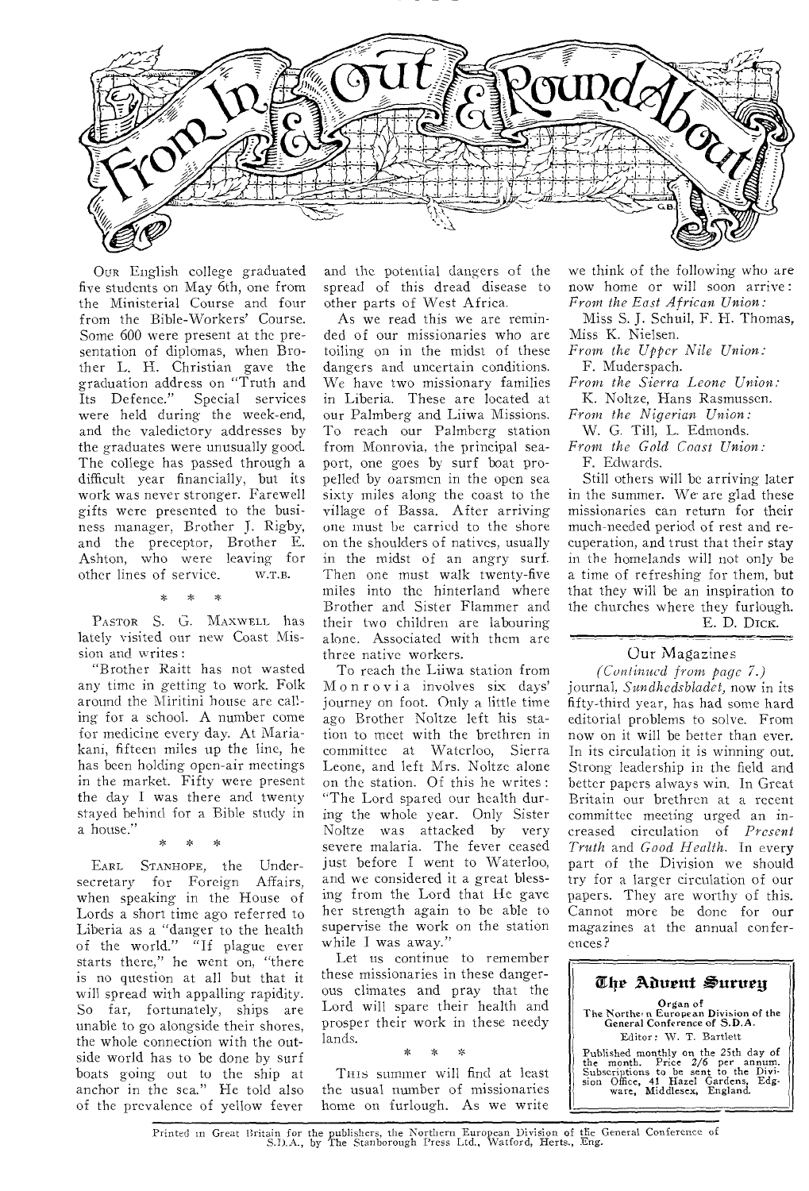# From In & Out & RoundAbout

OUR English college graduated five students on May 6th, one from the Ministerial Course and four from the Bible-Workers' Course. Some 600 were present at the presentation of diplomas, when Brother L. H. Christian gave the graduation address on "Truth and Its Defence." Special services were held during the week-end, and the valedictory addresses by the graduates were unusually good. The college has passed through a difficult year financially, but its work was never stronger. Farewell gifts were presented to the business manager, Brother J. Rigby, and the preceptor, Brother E. Ashton, who were leaving for other lines of service. W.T.B.

\* \* \*

PASTOR S. G. MAXWELL has lately visited our new Coast Mission and writes:

"Brother Raitt has not wasted any time in getting to work. Folk around the Miritini house are calling for a school. A number come for medicine every day. At Mariakani, fifteen miles up the line, he has been holding open-air meetings in the market. Fifty were present the day I was there and twenty stayed behind for a Bible study in a house."

\* \* \*

EARL STANHOPE, the Under-secretary for Foreign Affairs, when speaking in the House of Lords a short time ago referred to Liberia as a "danger to the health of the world." "If plague ever starts there," he went on, "there is no question at all but that it will spread with appalling rapidity. So far, fortunately, ships are unable to go alongside their shores, the whole connection with the outside world has to be done by surf boats going out to the ship at anchor in the sea." He told also of the prevalence of yellow fever and the potential dangers of the spread of this dread disease to other parts of West Africa.

As we read this we are reminded of our missionaries who are toiling on in the midst of these dangers and uncertain conditions. We have two missionary families in Liberia. These are located at our Palmberg and Liiwa Missions. To reach our Palmberg station from Monrovia, the principal seaport, one goes by surf boat propelled by oarsmen in the open sea sixty miles along the coast to the village of Bassa. After arriving one must be carried to the shore on the shoulders of natives, usually in the midst of an angry surf. Then one must walk twenty-five miles into the hinterland where Brother and Sister Flammer and their two children are labouring alone. Associated with them are three native workers.

To reach the Liiwa station from Monrovia involves six days' journey on foot. Only a little time ago Brother Noltze left his station to meet with the brethren in committee at Waterloo, Sierra Leone, and left Mrs. Noltze alone on the station. Of this he writes: "The Lord spared our health during the whole year. Only Sister Noltze was attacked by very severe malaria. The fever ceased just before I went to Waterloo, and we considered it a great blessing from the Lord that He gave her strength again to be able to supervise the work on the station while I was away."

Let us continue to remember these missionaries in these dangerous climates and pray that the Lord will spare their health and prosper their work in these needy lands.

\* \* \*

THIS summer will find at least the usual number of missionaries home on furlough. As we write we think of the following who are now home or will soon arrive:

*From the East African Union:*
Miss S. J. Schuil, F. H. Thomas, Miss K. Nielsen.

*From the Upper Nile Union:*
F. Muderspach.

*From the Sierra Leone Union:*
K. Noltze, Hans Rasmussen.

*From the Nigerian Union:*
W. G. Till, L. Edmonds.

*From the Gold Coast Union:*
F. Edwards.

Still others will be arriving later in the summer. We are glad these missionaries can return for their much-needed period of rest and recuperation, and trust that their stay in the homelands will not only be a time of refreshing for them, but that they will be an inspiration to the churches where they furlough.

E. D. DICK.

## Our Magazines

*(Continued from page 7.)*

journal, *Sundhedsbladet*, now in its fifty-third year, has had some hard editorial problems to solve. From now on it will be better than ever. In its circulation it is winning out. Strong leadership in the field and better papers always win. In Great Britain our brethren at a recent committee meeting urged an increased circulation of *Present Truth* and *Good Health*. In every part of the Division we should try for a larger circulation of our papers. They are worthy of this. Cannot more be done for our magazines at the annual conferences?

---

**The Advent Survey**

Organ of
The Northern European Division of the General Conference of S.D.A.

Editor: W. T. Bartlett

Published monthly on the 25th day of the month. Price 2/6 per annum. Subscriptions to be sent to the Division Office, 41 Hazel Gardens, Edgware, Middlesex, England.

---

Printed in Great Britain for the publishers, the Northern European Division of the General Conference of S.D.A., by The Stanborough Press Ltd., Watford, Herts., Eng.